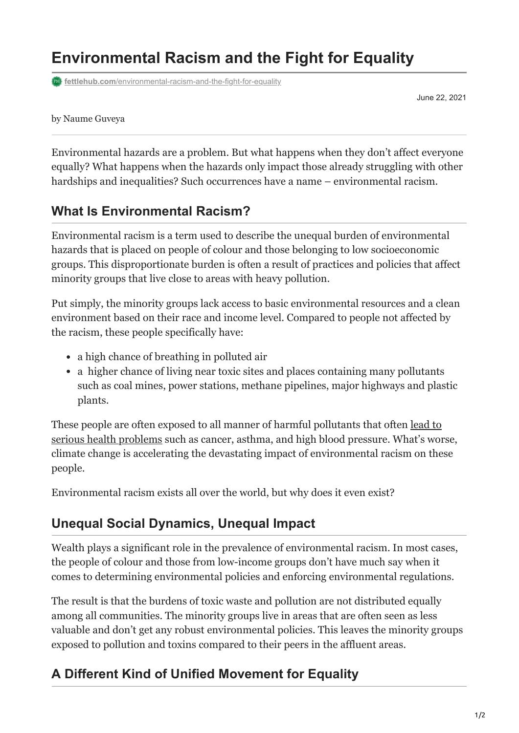# Environmental Racism and the Fight for Equality

fettlehub.com/environmental-racism-and-the-fight-for-equality

June 22, 2021

by Naume Guveya

Environmental hazards are a problem. But what happens when they don't affect everyone equally? What happens when the hazards only impact those already struggling with other hardships and inequalities? Such occurrences have a name – environmental racism.

## What Is Environmental Racism?

Environmental racism is a term used to describe the unequal burden of environmental hazards that is placed on people of colour and those belonging to low socioeconomic groups. This disproportionate burden is often a result of practices and policies that affect minority groups that live close to areas with heavy pollution.

Put simply, the minority groups lack access to basic environmental resources and a clean environment based on their race and income level. Compared to people not affected by the racism, these people specifically have:

- a high chance of breathing in polluted air
- a higher chance of living near toxic sites and places containing many pollutants such as coal mines, power stations, methane pipelines, major highways and plastic plants.

These people are often exposed to all manner of harmful pollutants that often lead to serious health problems such as cancer, asthma, and high blood pressure. What's worse, climate change is accelerating the devastating impact of environmental racism on these people.

Environmental racism exists all over the world, but why does it even exist?

## Unequal Social Dynamics, Unequal Impact

Wealth plays a significant role in the prevalence of environmental racism. In most cases, the people of colour and those from low-income groups don't have much say when it comes to determining environmental policies and enforcing environmental regulations.

The result is that the burdens of toxic waste and pollution are not distributed equally among all communities. The minority groups live in areas that are often seen as less valuable and don't get any robust environmental policies. This leaves the minority groups exposed to pollution and toxins compared to their peers in the affluent areas.

## A Different Kind of Unified Movement for Equality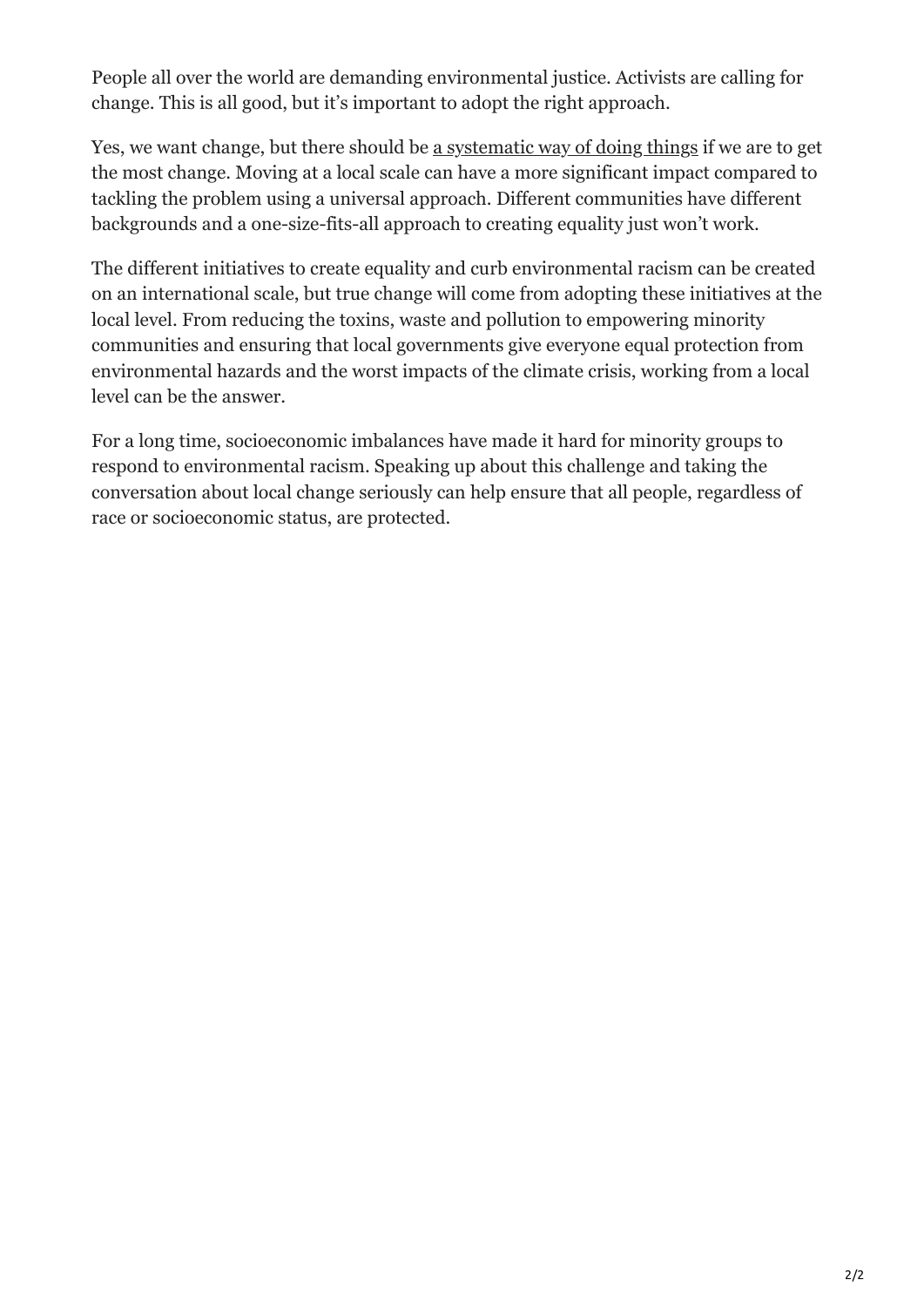People all over the world are demanding environmental justice. Activists are calling for change. This is all good, but it's important to adopt the right approach.

Yes, we want change, but there should be a systematic way of doing things if we are to get the most change. Moving at a local scale can have a more significant impact compared to tackling the problem using a universal approach. Different communities have different backgrounds and a one-size-fits-all approach to creating equality just won't work.

The different initiatives to create equality and curb environmental racism can be created on an international scale, but true change will come from adopting these initiatives at the local level. From reducing the toxins, waste and pollution to empowering minority communities and ensuring that local governments give everyone equal protection from environmental hazards and the worst impacts of the climate crisis, working from a local level can be the answer.

For a long time, socioeconomic imbalances have made it hard for minority groups to respond to environmental racism. Speaking up about this challenge and taking the conversation about local change seriously can help ensure that all people, regardless of race or socioeconomic status, are protected.